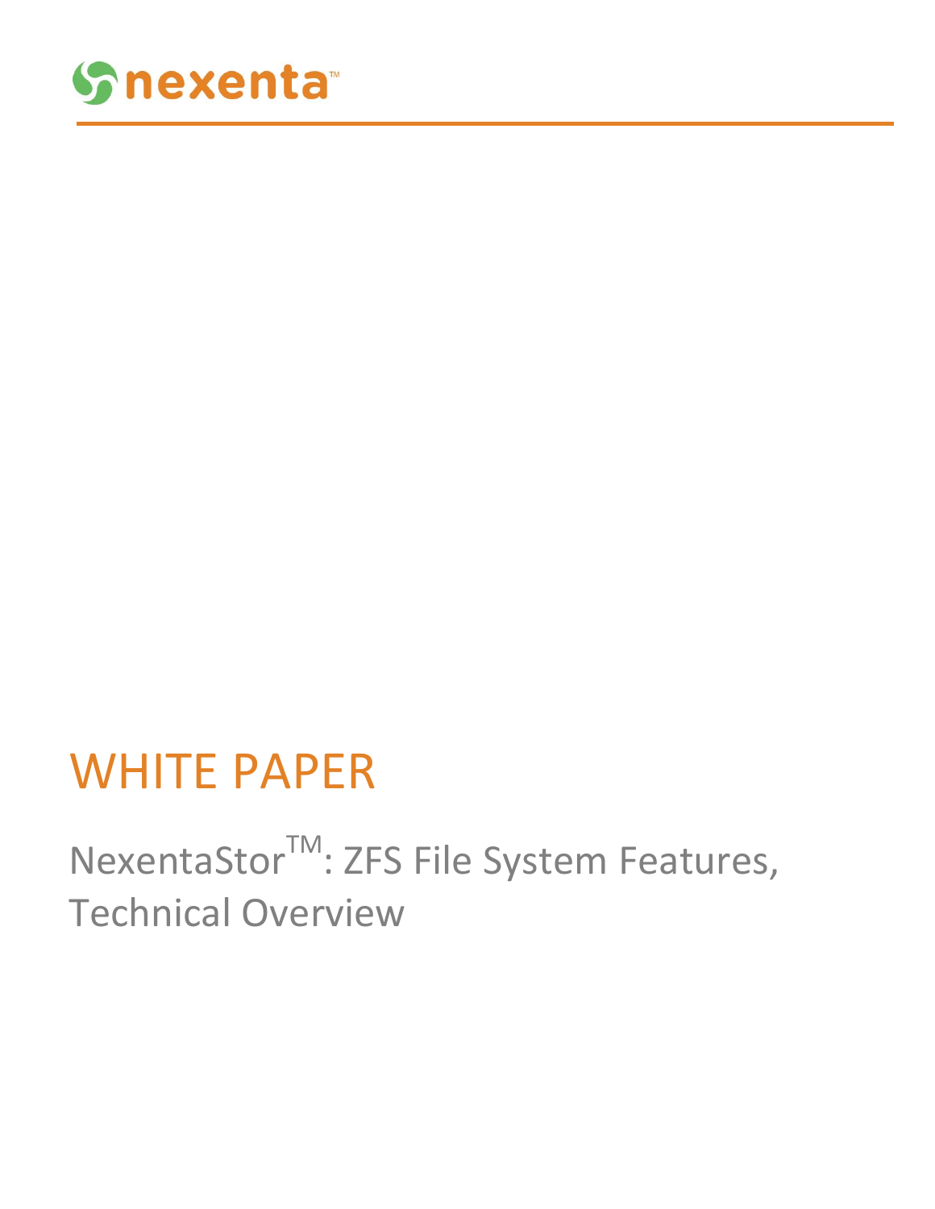nexenta™

# WHITE PAPER

## NexentaStor$^{TM}$: ZFS File System Features, Technical Overview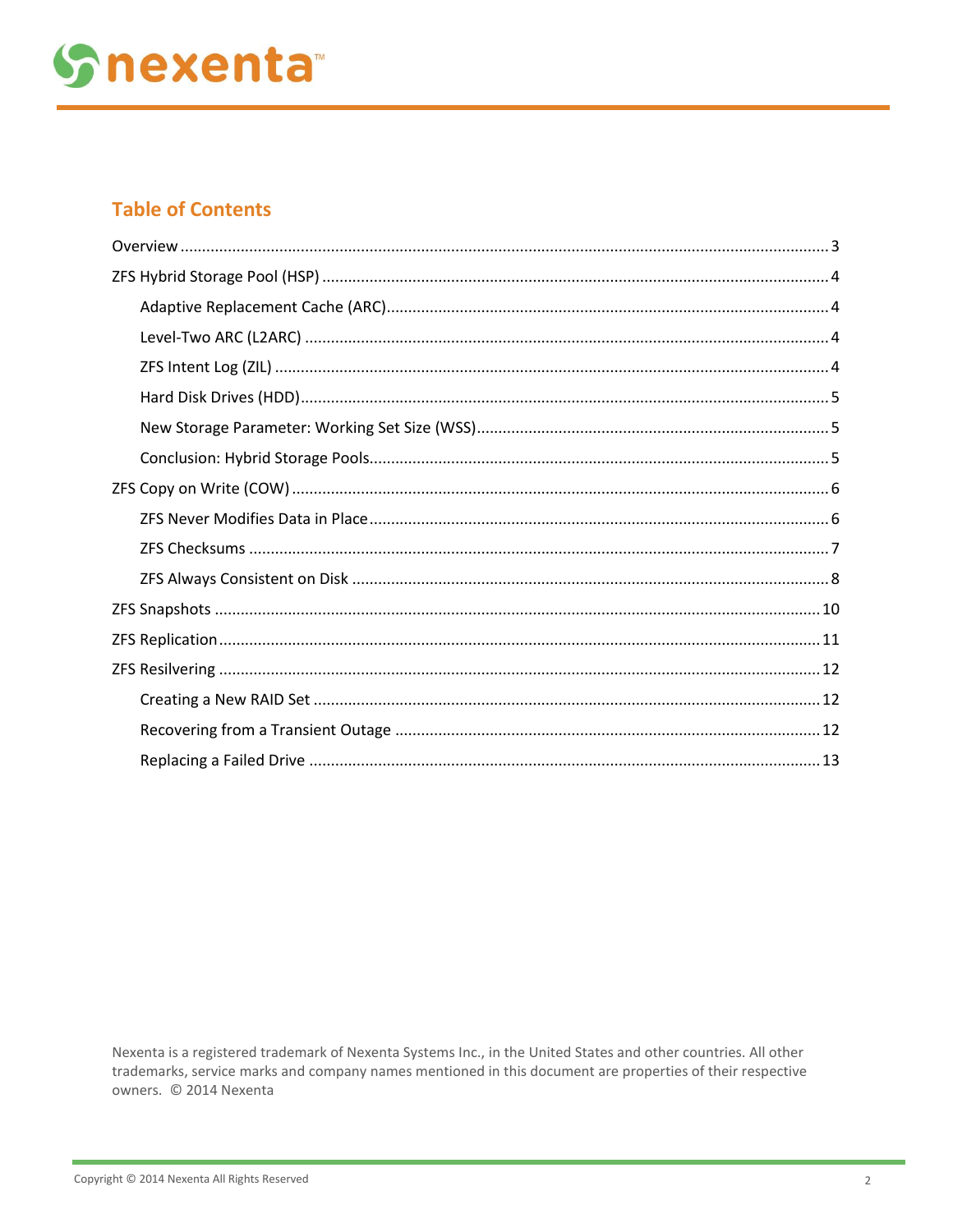## Table of Contents

- Overview ..... 3
- ZFS Hybrid Storage Pool (HSP) ..... 4
  - Adaptive Replacement Cache (ARC) ..... 4
  - Level-Two ARC (L2ARC) ..... 4
  - ZFS Intent Log (ZIL) ..... 4
  - Hard Disk Drives (HDD) ..... 5
  - New Storage Parameter: Working Set Size (WSS) ..... 5
  - Conclusion: Hybrid Storage Pools ..... 5
- ZFS Copy on Write (COW) ..... 6
  - ZFS Never Modifies Data in Place ..... 6
  - ZFS Checksums ..... 7
  - ZFS Always Consistent on Disk ..... 8
- ZFS Snapshots ..... 10
- ZFS Replication ..... 11
- ZFS Resilvering ..... 12
  - Creating a New RAID Set ..... 12
  - Recovering from a Transient Outage ..... 12
  - Replacing a Failed Drive ..... 13

Nexenta is a registered trademark of Nexenta Systems Inc., in the United States and other countries. All other trademarks, service marks and company names mentioned in this document are properties of their respective owners. © 2014 Nexenta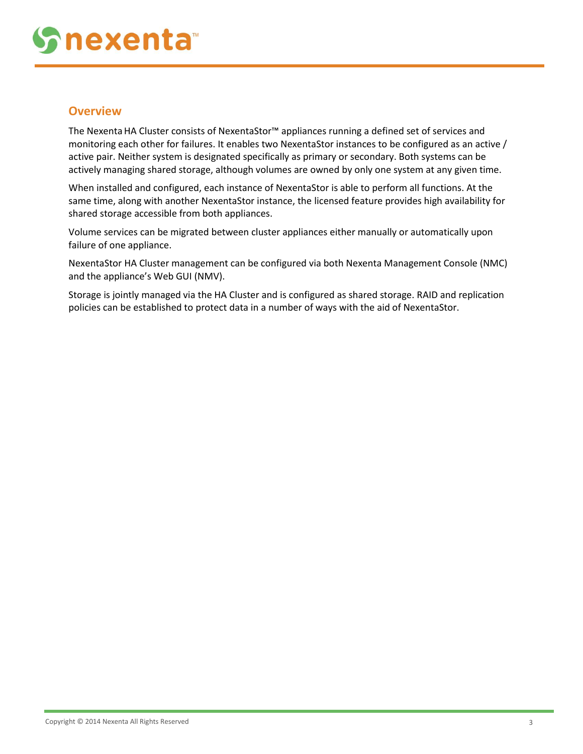## Overview

The Nexenta HA Cluster consists of NexentaStor™ appliances running a defined set of services and monitoring each other for failures. It enables two NexentaStor instances to be configured as an active / active pair. Neither system is designated specifically as primary or secondary. Both systems can be actively managing shared storage, although volumes are owned by only one system at any given time.

When installed and configured, each instance of NexentaStor is able to perform all functions. At the same time, along with another NexentaStor instance, the licensed feature provides high availability for shared storage accessible from both appliances.

Volume services can be migrated between cluster appliances either manually or automatically upon failure of one appliance.

NexentaStor HA Cluster management can be configured via both Nexenta Management Console (NMC) and the appliance's Web GUI (NMV).

Storage is jointly managed via the HA Cluster and is configured as shared storage. RAID and replication policies can be established to protect data in a number of ways with the aid of NexentaStor.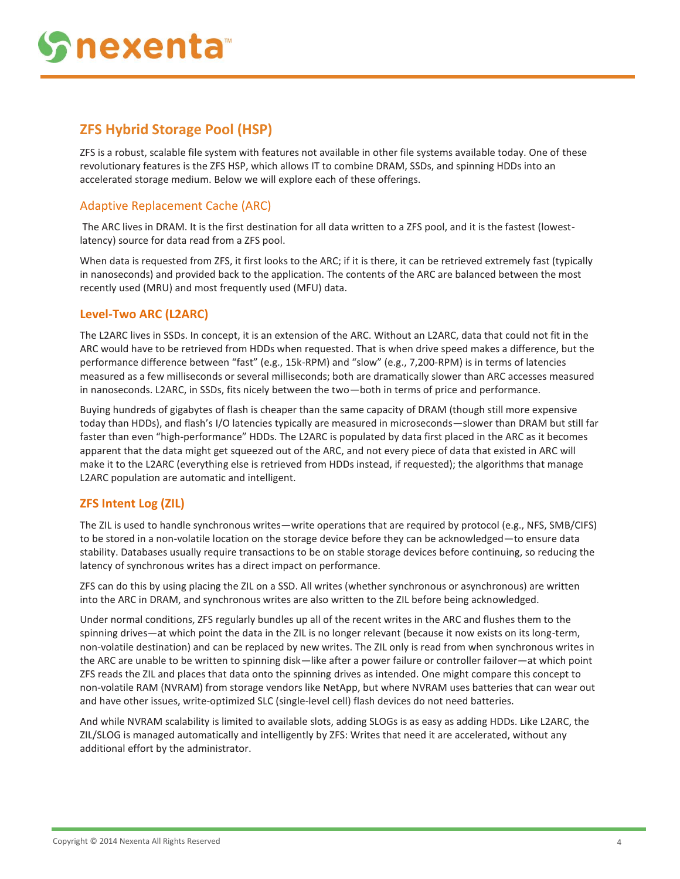## ZFS Hybrid Storage Pool (HSP)

ZFS is a robust, scalable file system with features not available in other file systems available today. One of these revolutionary features is the ZFS HSP, which allows IT to combine DRAM, SSDs, and spinning HDDs into an accelerated storage medium. Below we will explore each of these offerings.

### Adaptive Replacement Cache (ARC)

The ARC lives in DRAM. It is the first destination for all data written to a ZFS pool, and it is the fastest (lowest-latency) source for data read from a ZFS pool.

When data is requested from ZFS, it first looks to the ARC; if it is there, it can be retrieved extremely fast (typically in nanoseconds) and provided back to the application. The contents of the ARC are balanced between the most recently used (MRU) and most frequently used (MFU) data.

### Level-Two ARC (L2ARC)

The L2ARC lives in SSDs. In concept, it is an extension of the ARC. Without an L2ARC, data that could not fit in the ARC would have to be retrieved from HDDs when requested. That is when drive speed makes a difference, but the performance difference between "fast" (e.g., 15k-RPM) and "slow" (e.g., 7,200-RPM) is in terms of latencies measured as a few milliseconds or several milliseconds; both are dramatically slower than ARC accesses measured in nanoseconds. L2ARC, in SSDs, fits nicely between the two—both in terms of price and performance.

Buying hundreds of gigabytes of flash is cheaper than the same capacity of DRAM (though still more expensive today than HDDs), and flash's I/O latencies typically are measured in microseconds—slower than DRAM but still far faster than even "high-performance" HDDs. The L2ARC is populated by data first placed in the ARC as it becomes apparent that the data might get squeezed out of the ARC, and not every piece of data that existed in ARC will make it to the L2ARC (everything else is retrieved from HDDs instead, if requested); the algorithms that manage L2ARC population are automatic and intelligent.

### ZFS Intent Log (ZIL)

The ZIL is used to handle synchronous writes—write operations that are required by protocol (e.g., NFS, SMB/CIFS) to be stored in a non-volatile location on the storage device before they can be acknowledged—to ensure data stability. Databases usually require transactions to be on stable storage devices before continuing, so reducing the latency of synchronous writes has a direct impact on performance.

ZFS can do this by using placing the ZIL on a SSD. All writes (whether synchronous or asynchronous) are written into the ARC in DRAM, and synchronous writes are also written to the ZIL before being acknowledged.

Under normal conditions, ZFS regularly bundles up all of the recent writes in the ARC and flushes them to the spinning drives—at which point the data in the ZIL is no longer relevant (because it now exists on its long-term, non-volatile destination) and can be replaced by new writes. The ZIL only is read from when synchronous writes in the ARC are unable to be written to spinning disk—like after a power failure or controller failover—at which point ZFS reads the ZIL and places that data onto the spinning drives as intended. One might compare this concept to non-volatile RAM (NVRAM) from storage vendors like NetApp, but where NVRAM uses batteries that can wear out and have other issues, write-optimized SLC (single-level cell) flash devices do not need batteries.

And while NVRAM scalability is limited to available slots, adding SLOGs is as easy as adding HDDs. Like L2ARC, the ZIL/SLOG is managed automatically and intelligently by ZFS: Writes that need it are accelerated, without any additional effort by the administrator.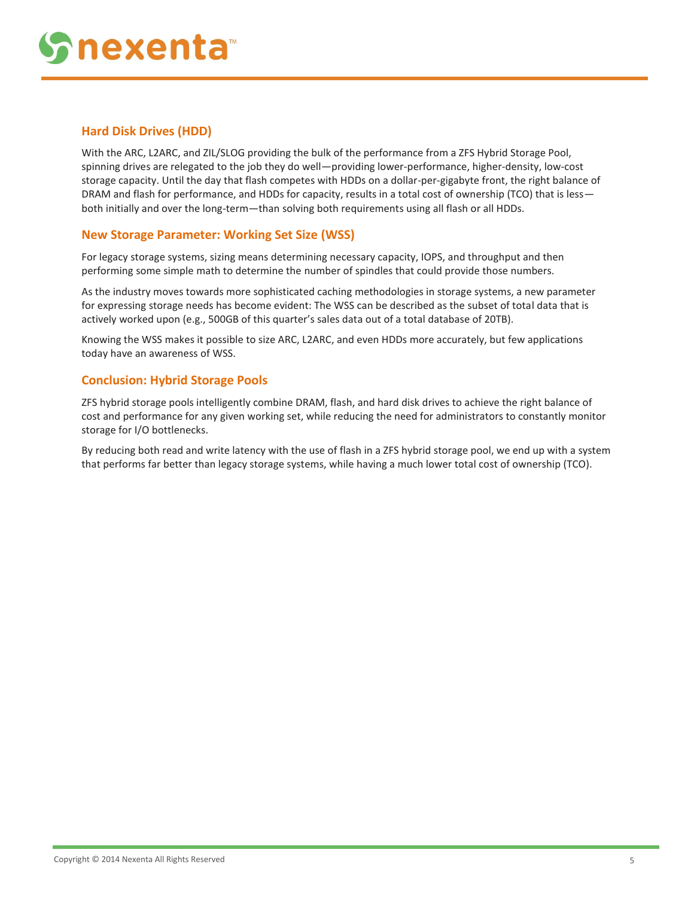## Hard Disk Drives (HDD)

With the ARC, L2ARC, and ZIL/SLOG providing the bulk of the performance from a ZFS Hybrid Storage Pool, spinning drives are relegated to the job they do well—providing lower-performance, higher-density, low-cost storage capacity. Until the day that flash competes with HDDs on a dollar-per-gigabyte front, the right balance of DRAM and flash for performance, and HDDs for capacity, results in a total cost of ownership (TCO) that is less—both initially and over the long-term—than solving both requirements using all flash or all HDDs.

## New Storage Parameter: Working Set Size (WSS)

For legacy storage systems, sizing means determining necessary capacity, IOPS, and throughput and then performing some simple math to determine the number of spindles that could provide those numbers.

As the industry moves towards more sophisticated caching methodologies in storage systems, a new parameter for expressing storage needs has become evident: The WSS can be described as the subset of total data that is actively worked upon (e.g., 500GB of this quarter's sales data out of a total database of 20TB).

Knowing the WSS makes it possible to size ARC, L2ARC, and even HDDs more accurately, but few applications today have an awareness of WSS.

## Conclusion: Hybrid Storage Pools

ZFS hybrid storage pools intelligently combine DRAM, flash, and hard disk drives to achieve the right balance of cost and performance for any given working set, while reducing the need for administrators to constantly monitor storage for I/O bottlenecks.

By reducing both read and write latency with the use of flash in a ZFS hybrid storage pool, we end up with a system that performs far better than legacy storage systems, while having a much lower total cost of ownership (TCO).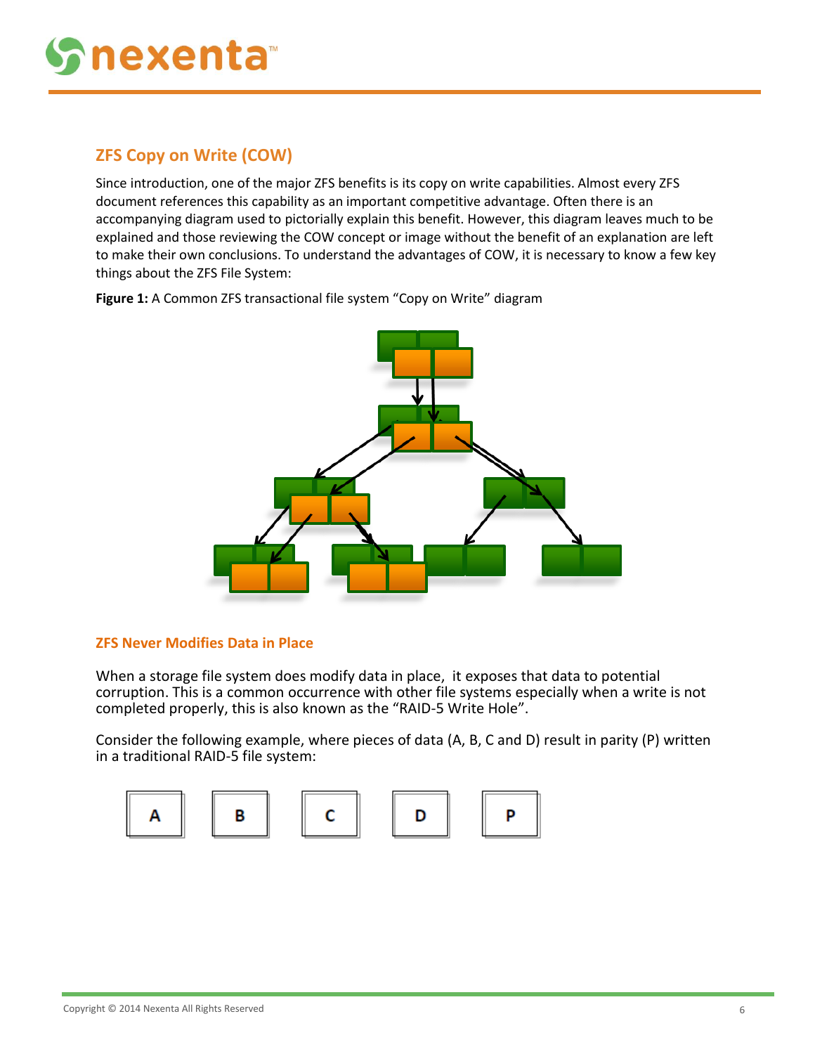## ZFS Copy on Write (COW)

Since introduction, one of the major ZFS benefits is its copy on write capabilities. Almost every ZFS document references this capability as an important competitive advantage. Often there is an accompanying diagram used to pictorially explain this benefit. However, this diagram leaves much to be explained and those reviewing the COW concept or image without the benefit of an explanation are left to make their own conclusions. To understand the advantages of COW, it is necessary to know a few key things about the ZFS File System:

**Figure 1:** A Common ZFS transactional file system "Copy on Write" diagram

### ZFS Never Modifies Data in Place

When a storage file system does modify data in place, it exposes that data to potential corruption. This is a common occurrence with other file systems especially when a write is not completed properly, this is also known as the "RAID-5 Write Hole".

Consider the following example, where pieces of data (A, B, C and D) result in parity (P) written in a traditional RAID-5 file system:

| A | B | C | D | P |
|---|---|---|---|---|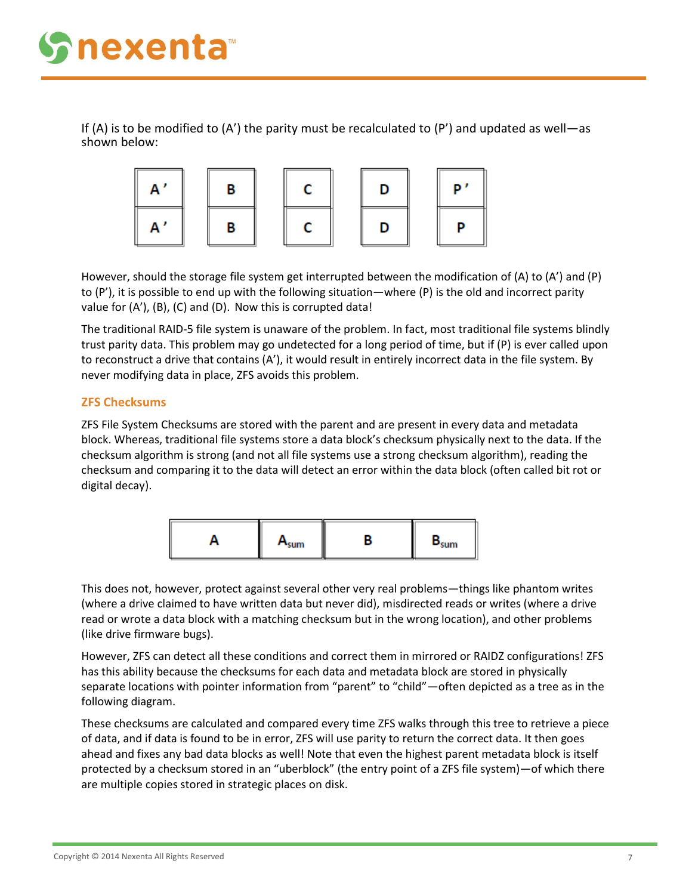If (A) is to be modified to (A') the parity must be recalculated to (P') and updated as well—as shown below:

| A' | B | C | D | P' |
|---|---|---|---|---|
| A' | B | C | D | P |

However, should the storage file system get interrupted between the modification of (A) to (A') and (P) to (P'), it is possible to end up with the following situation—where (P) is the old and incorrect parity value for (A'), (B), (C) and (D). Now this is corrupted data!

The traditional RAID-5 file system is unaware of the problem. In fact, most traditional file systems blindly trust parity data. This problem may go undetected for a long period of time, but if (P) is ever called upon to reconstruct a drive that contains (A'), it would result in entirely incorrect data in the file system. By never modifying data in place, ZFS avoids this problem.

### ZFS Checksums

ZFS File System Checksums are stored with the parent and are present in every data and metadata block. Whereas, traditional file systems store a data block's checksum physically next to the data. If the checksum algorithm is strong (and not all file systems use a strong checksum algorithm), reading the checksum and comparing it to the data will detect an error within the data block (often called bit rot or digital decay).

| A | $A_{sum}$ | B | $B_{sum}$ |
|---|---|---|---|

This does not, however, protect against several other very real problems—things like phantom writes (where a drive claimed to have written data but never did), misdirected reads or writes (where a drive read or wrote a data block with a matching checksum but in the wrong location), and other problems (like drive firmware bugs).

However, ZFS can detect all these conditions and correct them in mirrored or RAIDZ configurations! ZFS has this ability because the checksums for each data and metadata block are stored in physically separate locations with pointer information from "parent" to "child"—often depicted as a tree as in the following diagram.

These checksums are calculated and compared every time ZFS walks through this tree to retrieve a piece of data, and if data is found to be in error, ZFS will use parity to return the correct data. It then goes ahead and fixes any bad data blocks as well! Note that even the highest parent metadata block is itself protected by a checksum stored in an "uberblock" (the entry point of a ZFS file system)—of which there are multiple copies stored in strategic places on disk.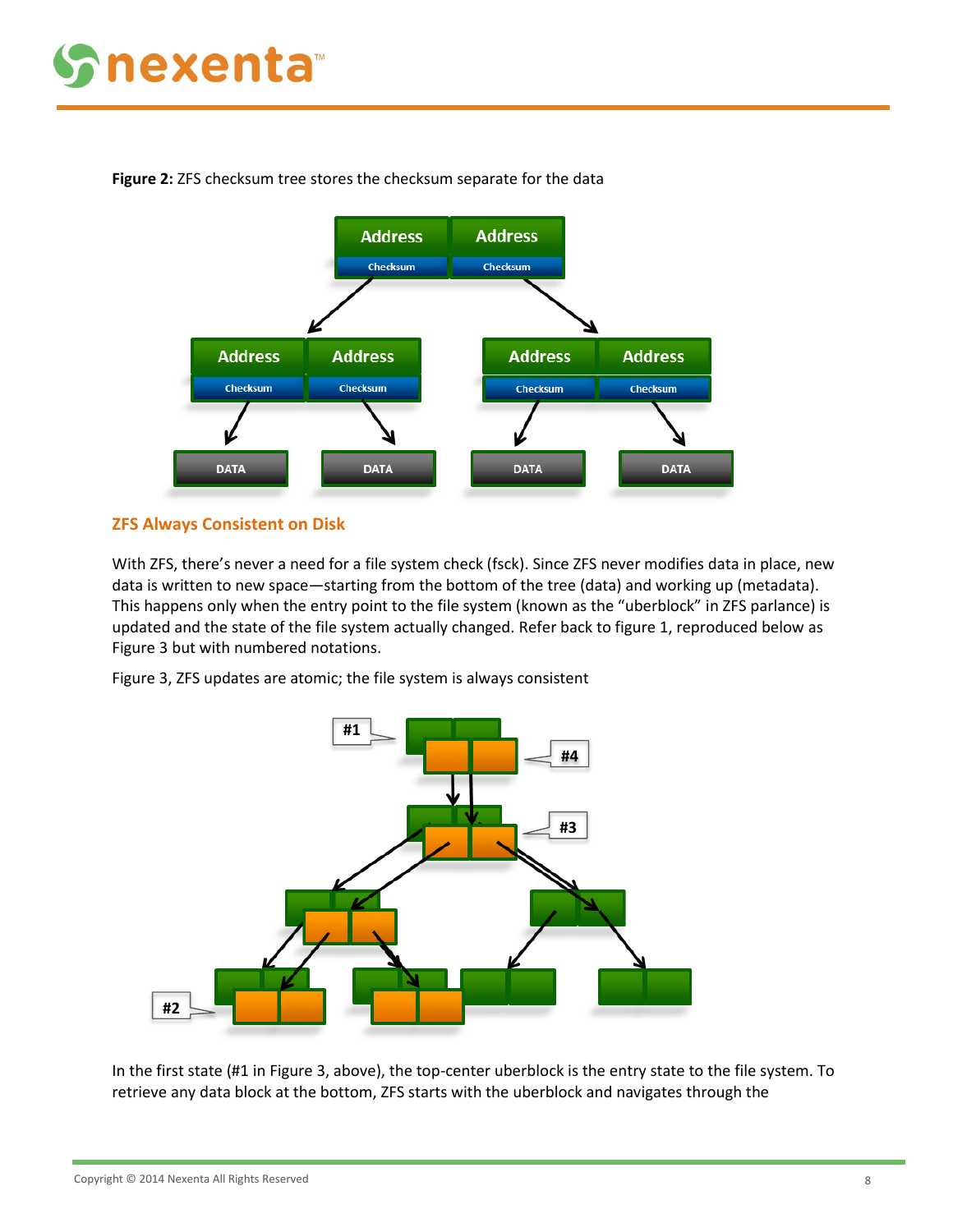**Figure 2:** ZFS checksum tree stores the checksum separate for the data

## ZFS Always Consistent on Disk

With ZFS, there's never a need for a file system check (fsck). Since ZFS never modifies data in place, new data is written to new space—starting from the bottom of the tree (data) and working up (metadata). This happens only when the entry point to the file system (known as the "uberblock" in ZFS parlance) is updated and the state of the file system actually changed. Refer back to figure 1, reproduced below as Figure 3 but with numbered notations.

Figure 3, ZFS updates are atomic; the file system is always consistent

In the first state (#1 in Figure 3, above), the top-center uberblock is the entry state to the file system. To retrieve any data block at the bottom, ZFS starts with the uberblock and navigates through the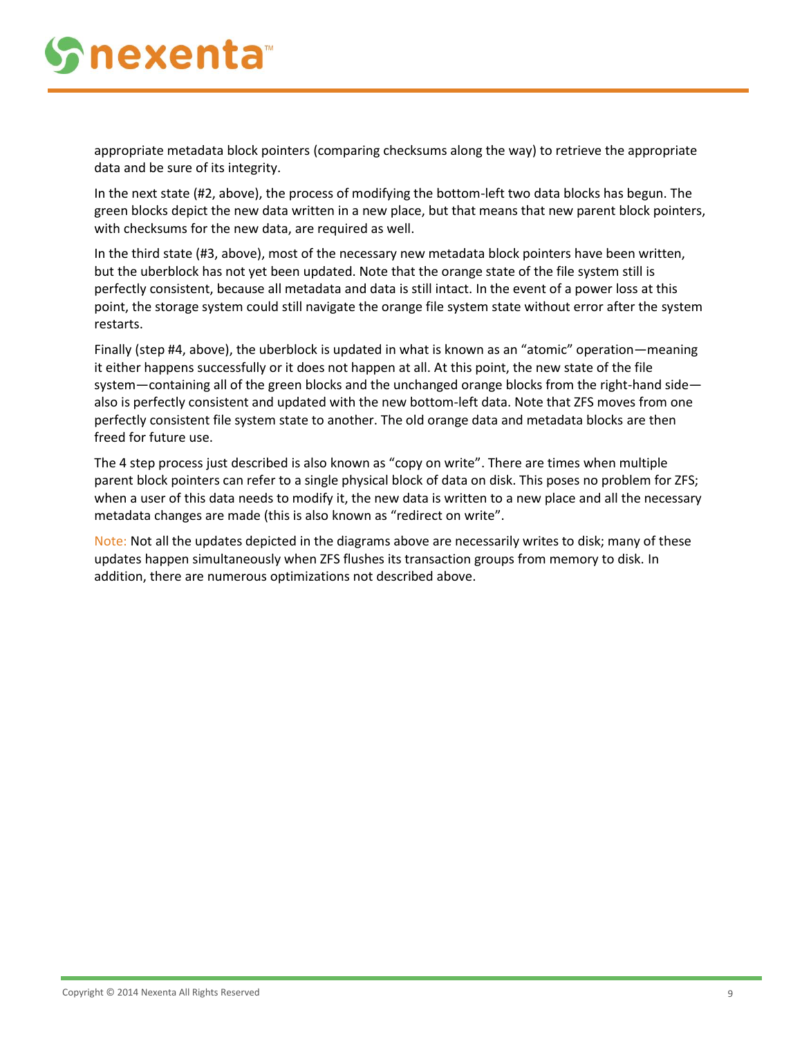appropriate metadata block pointers (comparing checksums along the way) to retrieve the appropriate data and be sure of its integrity.

In the next state (#2, above), the process of modifying the bottom-left two data blocks has begun. The green blocks depict the new data written in a new place, but that means that new parent block pointers, with checksums for the new data, are required as well.

In the third state (#3, above), most of the necessary new metadata block pointers have been written, but the uberblock has not yet been updated. Note that the orange state of the file system still is perfectly consistent, because all metadata and data is still intact. In the event of a power loss at this point, the storage system could still navigate the orange file system state without error after the system restarts.

Finally (step #4, above), the uberblock is updated in what is known as an "atomic" operation—meaning it either happens successfully or it does not happen at all. At this point, the new state of the file system—containing all of the green blocks and the unchanged orange blocks from the right-hand side—also is perfectly consistent and updated with the new bottom-left data. Note that ZFS moves from one perfectly consistent file system state to another. The old orange data and metadata blocks are then freed for future use.

The 4 step process just described is also known as "copy on write". There are times when multiple parent block pointers can refer to a single physical block of data on disk. This poses no problem for ZFS; when a user of this data needs to modify it, the new data is written to a new place and all the necessary metadata changes are made (this is also known as "redirect on write".

Note: Not all the updates depicted in the diagrams above are necessarily writes to disk; many of these updates happen simultaneously when ZFS flushes its transaction groups from memory to disk. In addition, there are numerous optimizations not described above.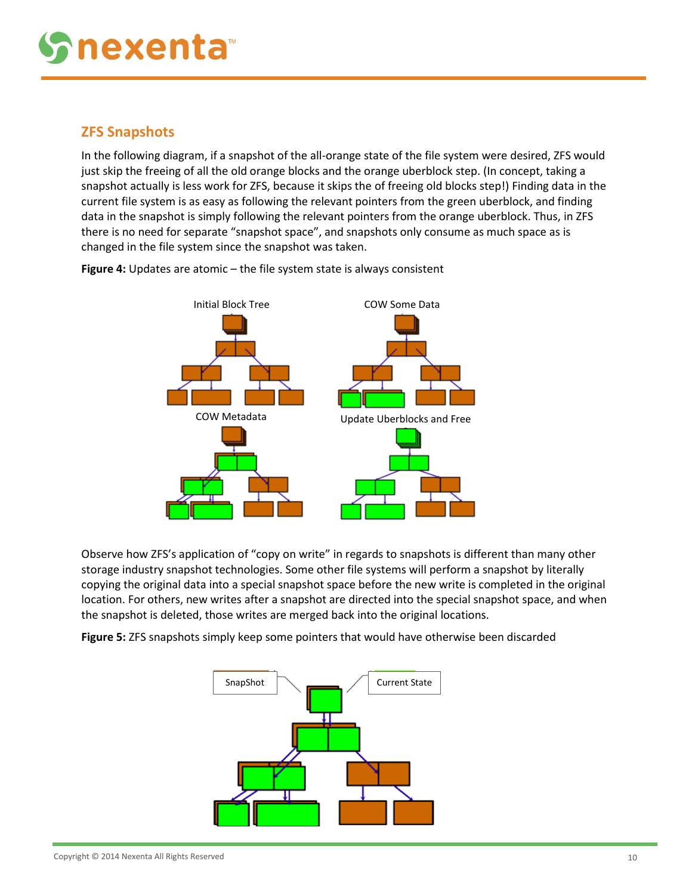## ZFS Snapshots

In the following diagram, if a snapshot of the all-orange state of the file system were desired, ZFS would just skip the freeing of all the old orange blocks and the orange uberblock step. (In concept, taking a snapshot actually is less work for ZFS, because it skips the of freeing old blocks step!) Finding data in the current file system is as easy as following the relevant pointers from the green uberblock, and finding data in the snapshot is simply following the relevant pointers from the orange uberblock. Thus, in ZFS there is no need for separate "snapshot space", and snapshots only consume as much space as is changed in the file system since the snapshot was taken.

**Figure 4:** Updates are atomic – the file system state is always consistent

Initial Block Tree

COW Some Data

COW Metadata

Update Uberblocks and Free

Observe how ZFS's application of "copy on write" in regards to snapshots is different than many other storage industry snapshot technologies. Some other file systems will perform a snapshot by literally copying the original data into a special snapshot space before the new write is completed in the original location. For others, new writes after a snapshot are directed into the special snapshot space, and when the snapshot is deleted, those writes are merged back into the original locations.

**Figure 5:** ZFS snapshots simply keep some pointers that would have otherwise been discarded

SnapShot

Current State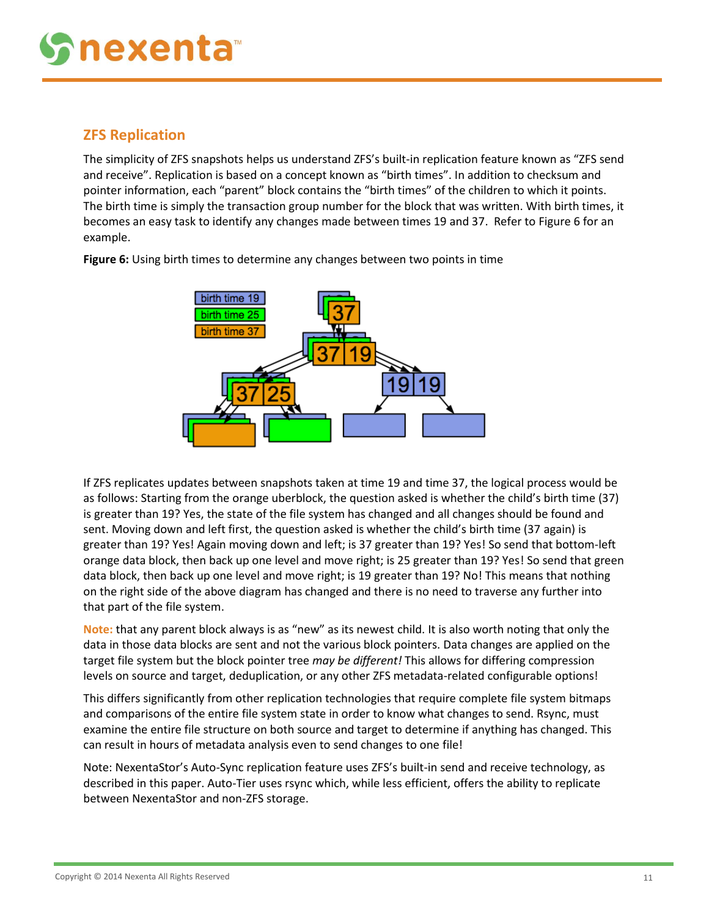## ZFS Replication

The simplicity of ZFS snapshots helps us understand ZFS's built-in replication feature known as "ZFS send and receive". Replication is based on a concept known as "birth times". In addition to checksum and pointer information, each "parent" block contains the "birth times" of the children to which it points. The birth time is simply the transaction group number for the block that was written. With birth times, it becomes an easy task to identify any changes made between times 19 and 37. Refer to Figure 6 for an example.

**Figure 6:** Using birth times to determine any changes between two points in time

If ZFS replicates updates between snapshots taken at time 19 and time 37, the logical process would be as follows: Starting from the orange uberblock, the question asked is whether the child's birth time (37) is greater than 19? Yes, the state of the file system has changed and all changes should be found and sent. Moving down and left first, the question asked is whether the child's birth time (37 again) is greater than 19? Yes! Again moving down and left; is 37 greater than 19? Yes! So send that bottom-left orange data block, then back up one level and move right; is 25 greater than 19? Yes! So send that green data block, then back up one level and move right; is 19 greater than 19? No! This means that nothing on the right side of the above diagram has changed and there is no need to traverse any further into that part of the file system.

**Note:** that any parent block always is as "new" as its newest child. It is also worth noting that only the data in those data blocks are sent and not the various block pointers. Data changes are applied on the target file system but the block pointer tree *may be different!* This allows for differing compression levels on source and target, deduplication, or any other ZFS metadata-related configurable options!

This differs significantly from other replication technologies that require complete file system bitmaps and comparisons of the entire file system state in order to know what changes to send. Rsync, must examine the entire file structure on both source and target to determine if anything has changed. This can result in hours of metadata analysis even to send changes to one file!

Note: NexentaStor's Auto-Sync replication feature uses ZFS's built-in send and receive technology, as described in this paper. Auto-Tier uses rsync which, while less efficient, offers the ability to replicate between NexentaStor and non-ZFS storage.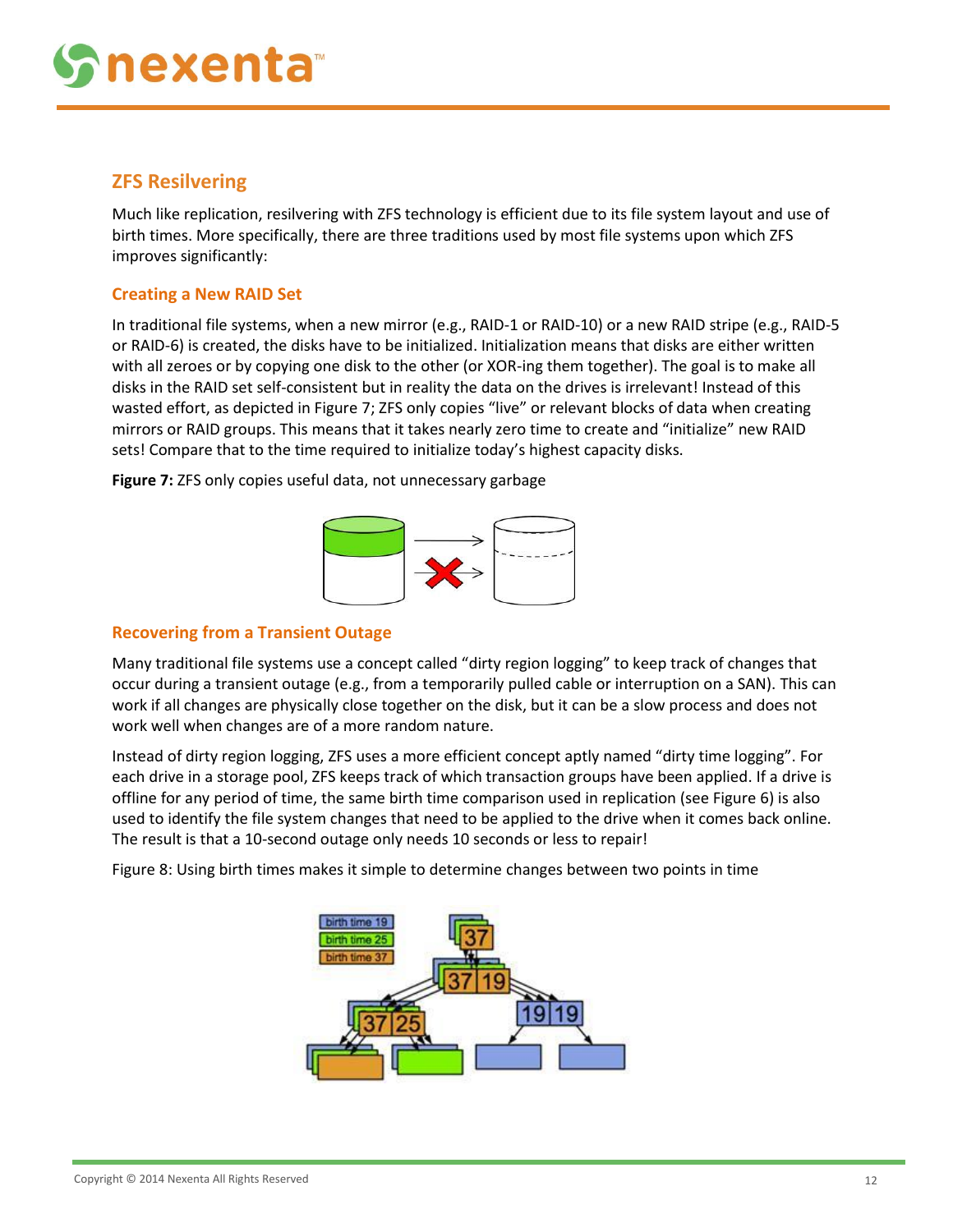## ZFS Resilvering

Much like replication, resilvering with ZFS technology is efficient due to its file system layout and use of birth times. More specifically, there are three traditions used by most file systems upon which ZFS improves significantly:

### Creating a New RAID Set

In traditional file systems, when a new mirror (e.g., RAID-1 or RAID-10) or a new RAID stripe (e.g., RAID-5 or RAID-6) is created, the disks have to be initialized. Initialization means that disks are either written with all zeroes or by copying one disk to the other (or XOR-ing them together). The goal is to make all disks in the RAID set self-consistent but in reality the data on the drives is irrelevant! Instead of this wasted effort, as depicted in Figure 7; ZFS only copies "live" or relevant blocks of data when creating mirrors or RAID groups. This means that it takes nearly zero time to create and "initialize" new RAID sets! Compare that to the time required to initialize today's highest capacity disks.

**Figure 7:** ZFS only copies useful data, not unnecessary garbage

### Recovering from a Transient Outage

Many traditional file systems use a concept called "dirty region logging" to keep track of changes that occur during a transient outage (e.g., from a temporarily pulled cable or interruption on a SAN). This can work if all changes are physically close together on the disk, but it can be a slow process and does not work well when changes are of a more random nature.

Instead of dirty region logging, ZFS uses a more efficient concept aptly named "dirty time logging". For each drive in a storage pool, ZFS keeps track of which transaction groups have been applied. If a drive is offline for any period of time, the same birth time comparison used in replication (see Figure 6) is also used to identify the file system changes that need to be applied to the drive when it comes back online. The result is that a 10-second outage only needs 10 seconds or less to repair!

Figure 8: Using birth times makes it simple to determine changes between two points in time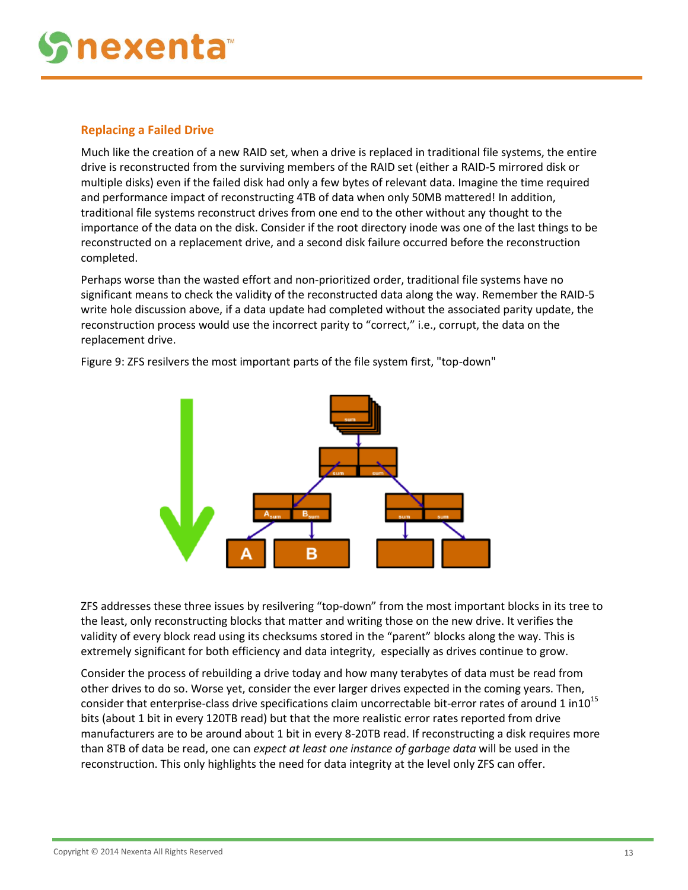## Replacing a Failed Drive

Much like the creation of a new RAID set, when a drive is replaced in traditional file systems, the entire drive is reconstructed from the surviving members of the RAID set (either a RAID-5 mirrored disk or multiple disks) even if the failed disk had only a few bytes of relevant data. Imagine the time required and performance impact of reconstructing 4TB of data when only 50MB mattered! In addition, traditional file systems reconstruct drives from one end to the other without any thought to the importance of the data on the disk. Consider if the root directory inode was one of the last things to be reconstructed on a replacement drive, and a second disk failure occurred before the reconstruction completed.

Perhaps worse than the wasted effort and non-prioritized order, traditional file systems have no significant means to check the validity of the reconstructed data along the way. Remember the RAID-5 write hole discussion above, if a data update had completed without the associated parity update, the reconstruction process would use the incorrect parity to “correct,” i.e., corrupt, the data on the replacement drive.

Figure 9: ZFS resilvers the most important parts of the file system first, "top-down"

sum

sum sum

$A_{sum}$ $B_{sum}$ sum sum

A B

ZFS addresses these three issues by resilvering “top-down” from the most important blocks in its tree to the least, only reconstructing blocks that matter and writing those on the new drive. It verifies the validity of every block read using its checksums stored in the “parent” blocks along the way. This is extremely significant for both efficiency and data integrity, especially as drives continue to grow.

Consider the process of rebuilding a drive today and how many terabytes of data must be read from other drives to do so. Worse yet, consider the ever larger drives expected in the coming years. Then, consider that enterprise-class drive specifications claim uncorrectable bit-error rates of around 1 in$10^{15}$ bits (about 1 bit in every 120TB read) but that the more realistic error rates reported from drive manufacturers are to be around about 1 bit in every 8-20TB read. If reconstructing a disk requires more than 8TB of data be read, one can *expect at least one instance of garbage data* will be used in the reconstruction. This only highlights the need for data integrity at the level only ZFS can offer.